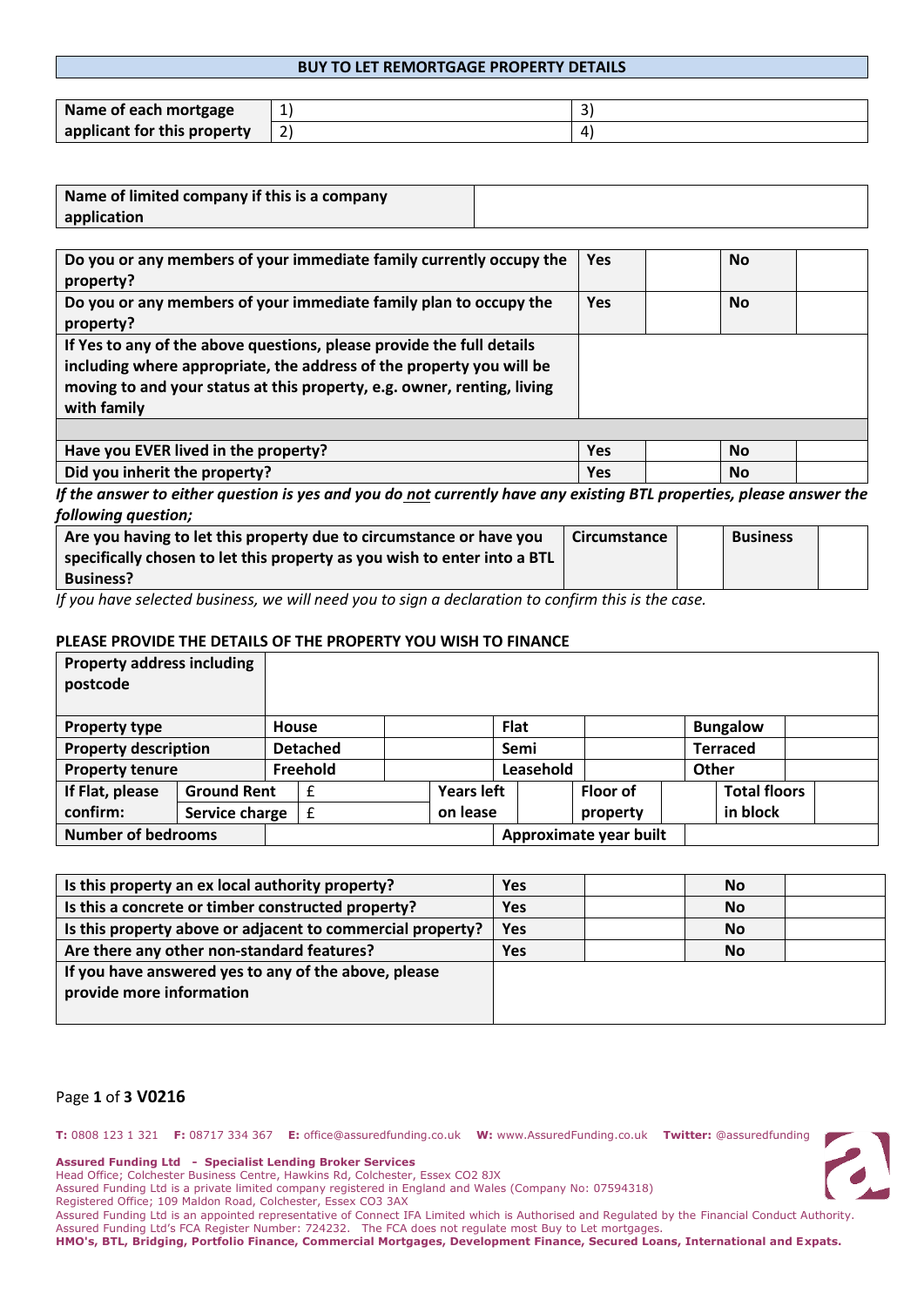# BUY TO LET REMORTGAGE PROPERTY DETAILS

| Name of each mortgage applicant for this property | 1) | 3) |
|---|---|---|
| | 2) | 4) |

| Name of limited company if this is a company application | |
|---|---|

| Do you or any members of your immediate family currently occupy the property? | Yes | | No | |
|---|---|---|---|---|
| Do you or any members of your immediate family plan to occupy the property? | Yes | | No | |
| If Yes to any of the above questions, please provide the full details including where appropriate, the address of the property you will be moving to and your status at this property, e.g. owner, renting, living with family | | | | |
| | | | | |
| Have you EVER lived in the property? | Yes | | No | |
| Did you inherit the property? | Yes | | No | |

*If the answer to either question is yes and you do __not__ currently have any existing BTL properties, please answer the following question;*

| Are you having to let this property due to circumstance or have you specifically chosen to let this property as you wish to enter into a BTL Business? | Circumstance | | Business | |
|---|---|---|---|---|

*If you have selected business, we will need you to sign a declaration to confirm this is the case.*

**PLEASE PROVIDE THE DETAILS OF THE PROPERTY YOU WISH TO FINANCE**

| Property address including postcode | | | | | | | | | |
|---|---|---|---|---|---|---|---|---|---|
| Property type | | House | | Flat | | Bungalow | | | |
| Property description | | Detached | | Semi | | Terraced | | | |
| Property tenure | | Freehold | | Leasehold | | Other | | | |
| If Flat, please confirm: | Ground Rent | £ | Years left on lease | | Floor of property | | Total floors in block | | |
| | Service charge | £ | | | | | | | |
| Number of bedrooms | | | | Approximate year built | | | | | |

| Is this property an ex local authority property? | Yes | | No | |
|---|---|---|---|---|
| Is this a concrete or timber constructed property? | Yes | | No | |
| Is this property above or adjacent to commercial property? | Yes | | No | |
| Are there any other non-standard features? | Yes | | No | |
| If you have answered yes to any of the above, please provide more information | | | | |

**T:** 0808 123 1 321 **F:** 08717 334 367 **E:** office@assuredfunding.co.uk **W:** www.AssuredFunding.co.uk **Twitter:** @assuredfunding

**Assured Funding Ltd - Specialist Lending Broker Services**
Head Office; Colchester Business Centre, Hawkins Rd, Colchester, Essex CO2 8JX
Assured Funding Ltd is a private limited company registered in England and Wales (Company No: 07594318)
Registered Office; 109 Maldon Road, Colchester, Essex CO3 3AX
Assured Funding Ltd is an appointed representative of Connect IFA Limited which is Authorised and Regulated by the Financial Conduct Authority.
Assured Funding Ltd's FCA Register Number: 724232. The FCA does not regulate most Buy to Let mortgages.
**HMO's, BTL, Bridging, Portfolio Finance, Commercial Mortgages, Development Finance, Secured Loans, International and Expats.**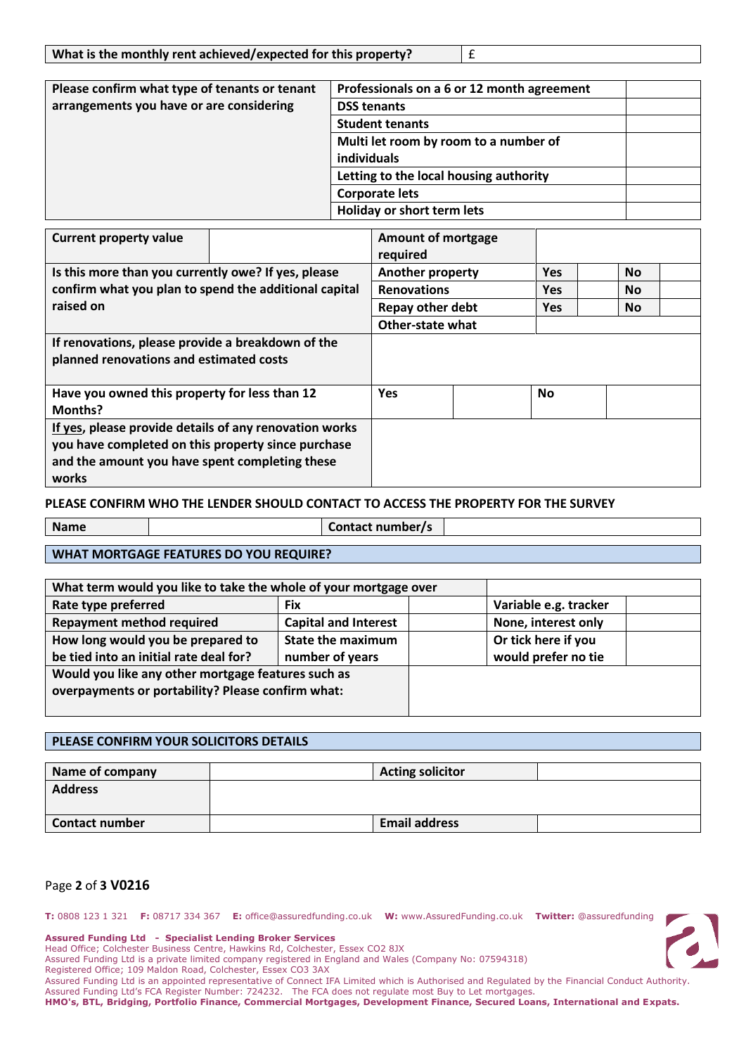| What is the monthly rent achieved/expected for this property? | £ |
|---|---|

| Please confirm what type of tenants or tenant arrangements you have or are considering | Professionals on a 6 or 12 month agreement | |
|---|---|---|
| | DSS tenants | |
| | Student tenants | |
| | Multi let room by room to a number of individuals | |
| | Letting to the local housing authority | |
| | Corporate lets | |
| | Holiday or short term lets | |

| Current property value | | Amount of mortgage required | | | | |
|---|---|---|---|---|---|---|
| Is this more than you currently owe? If yes, please confirm what you plan to spend the additional capital raised on | | Another property | Yes | | No | |
| | | Renovations | Yes | | No | |
| | | Repay other debt | Yes | | No | |
| | | Other-state what | | | | |
| If renovations, please provide a breakdown of the planned renovations and estimated costs | | | | | | |
| Have you owned this property for less than 12 Months? | | Yes | | No | | |
| If yes, please provide details of any renovation works you have completed on this property since purchase and the amount you have spent completing these works | | | | | | |

**PLEASE CONFIRM WHO THE LENDER SHOULD CONTACT TO ACCESS THE PROPERTY FOR THE SURVEY**

| Name | | Contact number/s | |
|---|---|---|---|

## WHAT MORTGAGE FEATURES DO YOU REQUIRE?

| What term would you like to take the whole of your mortgage over | | | | |
|---|---|---|---|---|
| Rate type preferred | Fix | | Variable e.g. tracker | |
| Repayment method required | Capital and Interest | | None, interest only | |
| How long would you be prepared to be tied into an initial rate deal for? | State the maximum number of years | | Or tick here if you would prefer no tie | |
| Would you like any other mortgage features such as overpayments or portability? Please confirm what: | | | | |

## PLEASE CONFIRM YOUR SOLICITORS DETAILS

| Name of company | | Acting solicitor | |
|---|---|---|---|
| Address | | | |
| Contact number | | Email address | |

V0216

**T:** 0808 123 1 321 **F:** 08717 334 367 **E:** office@assuredfunding.co.uk **W:** www.AssuredFunding.co.uk **Twitter:** @assuredfunding

**Assured Funding Ltd - Specialist Lending Broker Services**
Head Office; Colchester Business Centre, Hawkins Rd, Colchester, Essex CO2 8JX
Assured Funding Ltd is a private limited company registered in England and Wales (Company No: 07594318)
Registered Office; 109 Maldon Road, Colchester, Essex CO3 3AX
Assured Funding Ltd is an appointed representative of Connect IFA Limited which is Authorised and Regulated by the Financial Conduct Authority.
Assured Funding Ltd's FCA Register Number: 724232. The FCA does not regulate most Buy to Let mortgages.
**HMO's, BTL, Bridging, Portfolio Finance, Commercial Mortgages, Development Finance, Secured Loans, International and Expats.**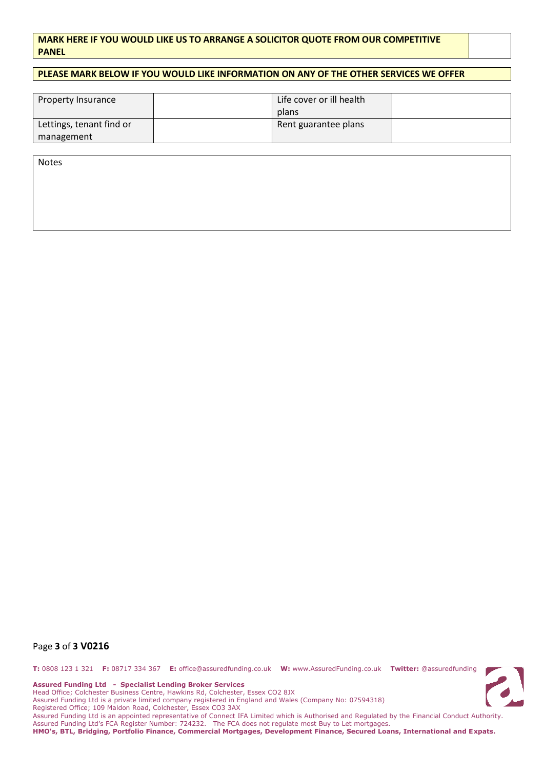| | |
|---|---|
| **MARK HERE IF YOU WOULD LIKE US TO ARRANGE A SOLICITOR QUOTE FROM OUR COMPETITIVE PANEL** | |

**PLEASE MARK BELOW IF YOU WOULD LIKE INFORMATION ON ANY OF THE OTHER SERVICES WE OFFER**

| | | | |
|---|---|---|---|
| Property Insurance | | Life cover or ill health plans | |
| Lettings, tenant find or management | | Rent guarantee plans | |

| Notes |
|---|
| |

**T:** 0808 123 1 321 **F:** 08717 334 367 **E:** office@assuredfunding.co.uk **W:** www.AssuredFunding.co.uk **Twitter:** @assuredfunding

**Assured Funding Ltd - Specialist Lending Broker Services**
Head Office; Colchester Business Centre, Hawkins Rd, Colchester, Essex CO2 8JX
Assured Funding Ltd is a private limited company registered in England and Wales (Company No: 07594318)
Registered Office; 109 Maldon Road, Colchester, Essex CO3 3AX
Assured Funding Ltd is an appointed representative of Connect IFA Limited which is Authorised and Regulated by the Financial Conduct Authority.
Assured Funding Ltd's FCA Register Number: 724232. The FCA does not regulate most Buy to Let mortgages.
**HMO's, BTL, Bridging, Portfolio Finance, Commercial Mortgages, Development Finance, Secured Loans, International and Expats.**